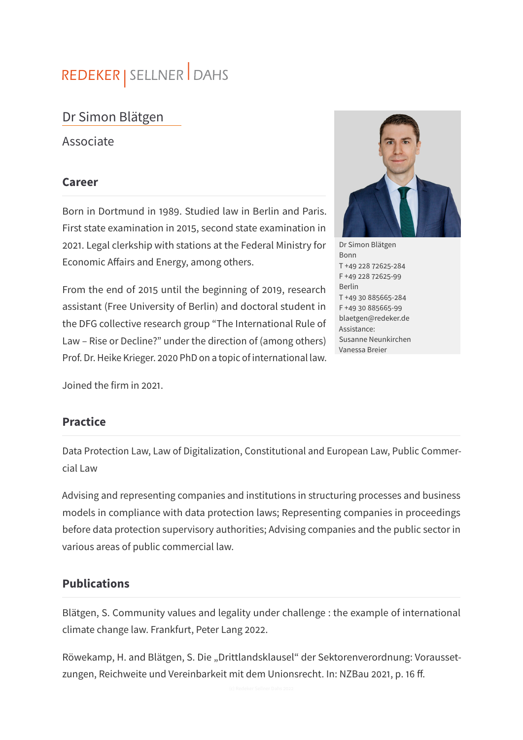REDEKER | SELLNER | DAHS

# Dr Simon Blätgen

Associate

Dr Simon Blätgen
Bonn
T +49 228 72625-284
F +49 228 72625-99
Berlin
T +49 30 885665-284
F +49 30 885665-99
blaetgen@redeker.de
Assistance:
Susanne Neunkirchen
Vanessa Breier

## Career

Born in Dortmund in 1989. Studied law in Berlin and Paris. First state examination in 2015, second state examination in 2021. Legal clerkship with stations at the Federal Ministry for Economic Affairs and Energy, among others.

From the end of 2015 until the beginning of 2019, research assistant (Free University of Berlin) and doctoral student in the DFG collective research group "The International Rule of Law – Rise or Decline?" under the direction of (among others) Prof. Dr. Heike Krieger. 2020 PhD on a topic of international law.

Joined the firm in 2021.

## Practice

Data Protection Law, Law of Digitalization, Constitutional and European Law, Public Commercial Law

Advising and representing companies and institutions in structuring processes and business models in compliance with data protection laws; Representing companies in proceedings before data protection supervisory authorities; Advising companies and the public sector in various areas of public commercial law.

## Publications

Blätgen, S. Community values and legality under challenge : the example of international climate change law. Frankfurt, Peter Lang 2022.

Röwekamp, H. and Blätgen, S. Die „Drittlandsklausel" der Sektorenverordnung: Voraussetzungen, Reichweite und Vereinbarkeit mit dem Unionsrecht. In: NZBau 2021, p. 16 ff.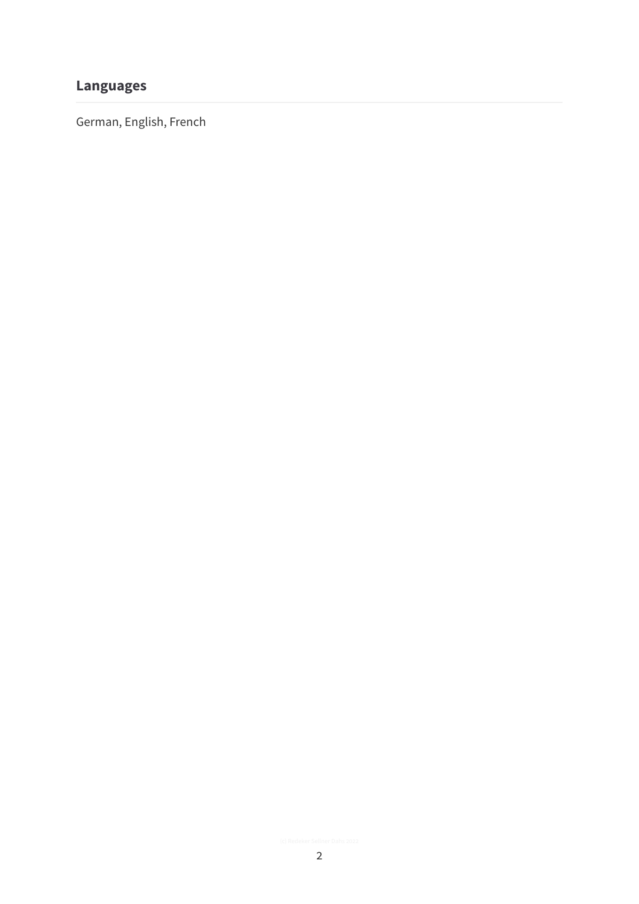## Languages

German, English, French